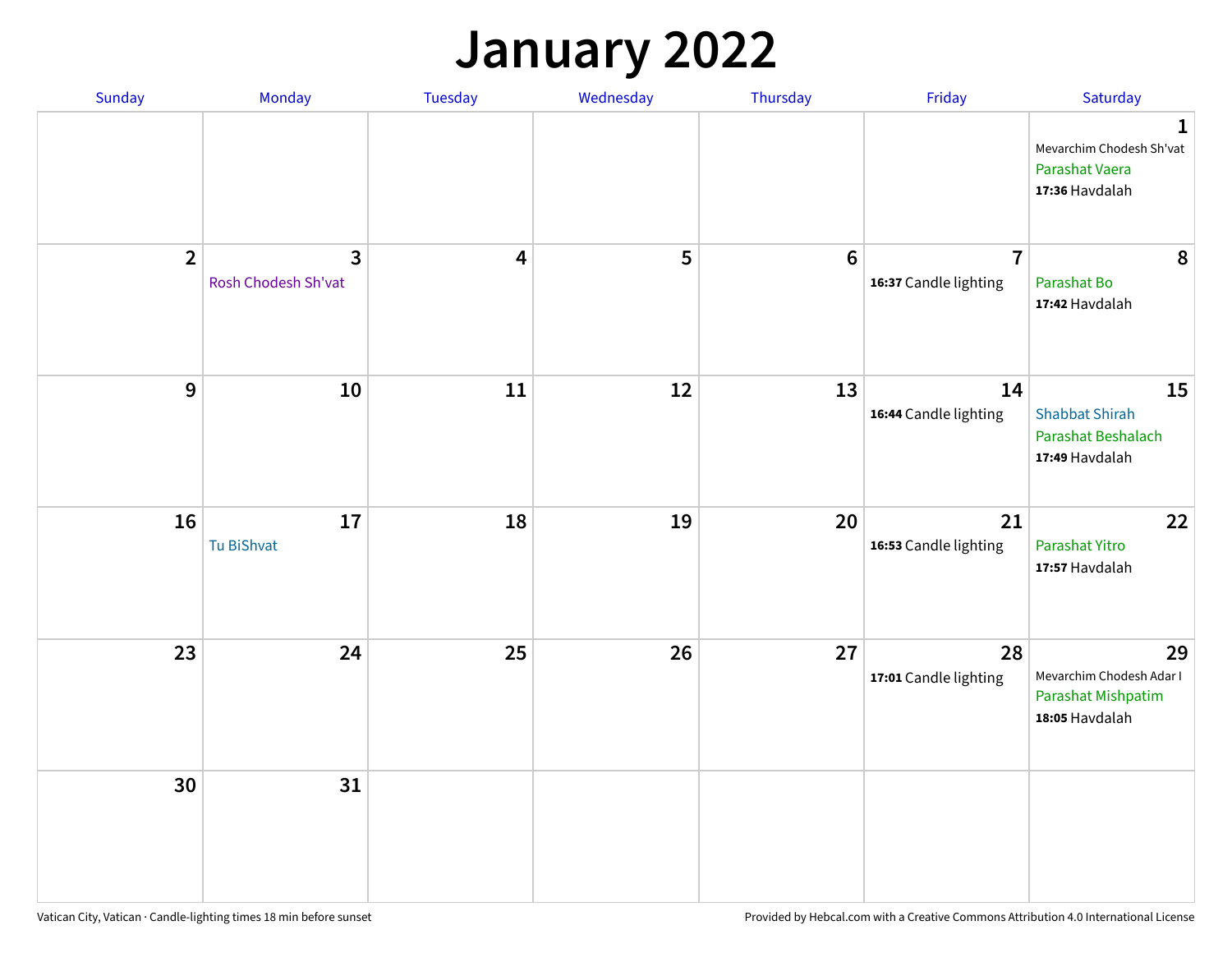# January 2022

| Sunday | Monday | Tuesday | Wednesday | Thursday | Friday | Saturday |
|---|---|---|---|---|---|---|
| | | | | | | **1** Mevarchim Chodesh Sh'vat Parashat Vaera **17:36** Havdalah |
| **2** | **3** Rosh Chodesh Sh'vat | **4** | **5** | **6** | **7** **16:37** Candle lighting | **8** Parashat Bo **17:42** Havdalah |
| **9** | **10** | **11** | **12** | **13** | **14** **16:44** Candle lighting | **15** Shabbat Shirah Parashat Beshalach **17:49** Havdalah |
| **16** | **17** Tu BiShvat | **18** | **19** | **20** | **21** **16:53** Candle lighting | **22** Parashat Yitro **17:57** Havdalah |
| **23** | **24** | **25** | **26** | **27** | **28** **17:01** Candle lighting | **29** Mevarchim Chodesh Adar I Parashat Mishpatim **18:05** Havdalah |
| **30** | **31** | | | | | |

Vatican City, Vatican · Candle-lighting times 18 min before sunset

Provided by Hebcal.com with a Creative Commons Attribution 4.0 International License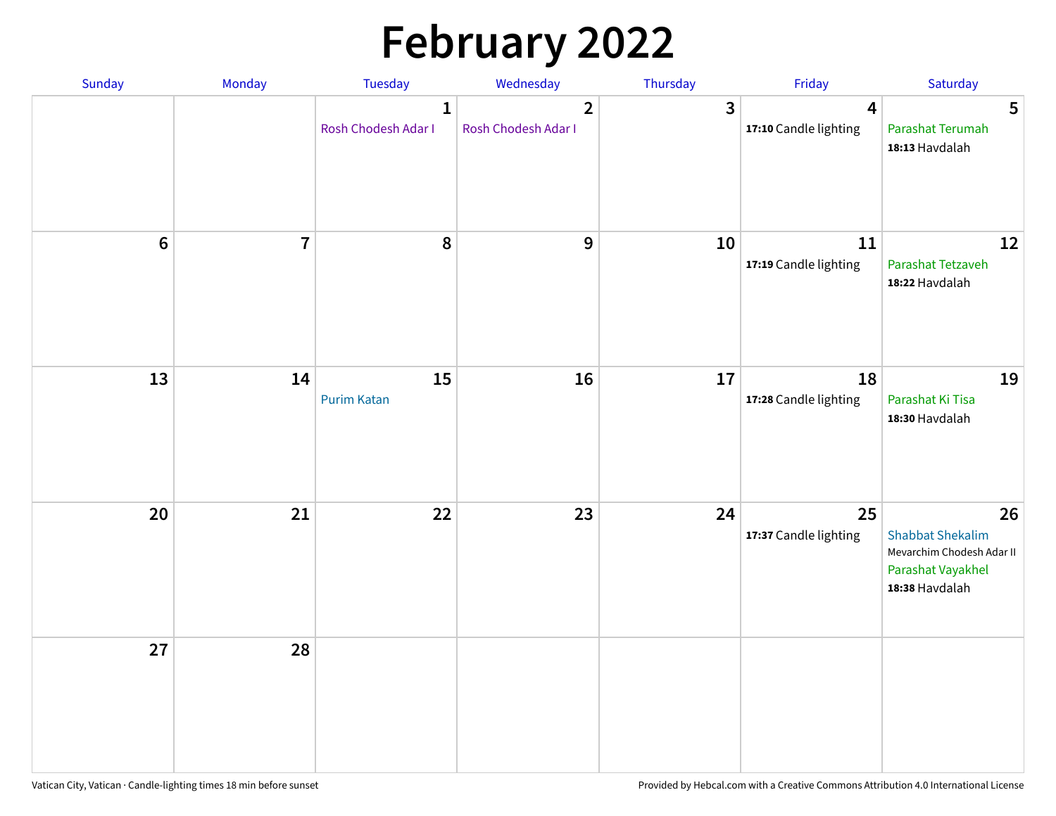# February 2022

| Sunday | Monday | Tuesday | Wednesday | Thursday | Friday | Saturday |
|---|---|---|---|---|---|---|
| | | 1 Rosh Chodesh Adar I | 2 Rosh Chodesh Adar I | 3 | 4 **17:10** Candle lighting | 5 Parashat Terumah **18:13** Havdalah |
| 6 | 7 | 8 | 9 | 10 | 11 **17:19** Candle lighting | 12 Parashat Tetzaveh **18:22** Havdalah |
| 13 | 14 | 15 Purim Katan | 16 | 17 | 18 **17:28** Candle lighting | 19 Parashat Ki Tisa **18:30** Havdalah |
| 20 | 21 | 22 | 23 | 24 | 25 **17:37** Candle lighting | 26 Shabbat Shekalim Mevarchim Chodesh Adar II Parashat Vayakhel **18:38** Havdalah |
| 27 | 28 | | | | | |

Vatican City, Vatican · Candle-lighting times 18 min before sunset

Provided by Hebcal.com with a Creative Commons Attribution 4.0 International License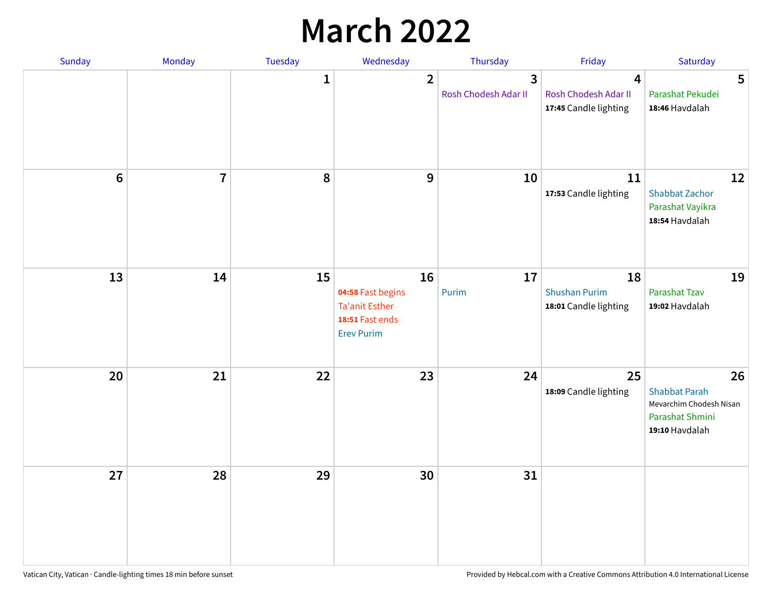# March 2022

| Sunday | Monday | Tuesday | Wednesday | Thursday | Friday | Saturday |
|---|---|---|---|---|---|---|
| | | 1 | 2 | 3<br>Rosh Chodesh Adar II | 4<br>Rosh Chodesh Adar II<br>**17:45** Candle lighting | 5<br>Parashat Pekudei<br>**18:46** Havdalah |
| 6 | 7 | 8 | 9 | 10 | 11<br>**17:53** Candle lighting | 12<br>Shabbat Zachor<br>Parashat Vayikra<br>**18:54** Havdalah |
| 13 | 14 | 15 | 16<br>**04:58** Fast begins<br>Ta'anit Esther<br>**18:51** Fast ends<br>Erev Purim | 17<br>Purim | 18<br>Shushan Purim<br>**18:01** Candle lighting | 19<br>Parashat Tzav<br>**19:02** Havdalah |
| 20 | 21 | 22 | 23 | 24 | 25<br>**18:09** Candle lighting | 26<br>Shabbat Parah<br>Mevarchim Chodesh Nisan<br>Parashat Shmini<br>**19:10** Havdalah |
| 27 | 28 | 29 | 30 | 31 | | |

Vatican City, Vatican · Candle-lighting times 18 min before sunset

Provided by Hebcal.com with a Creative Commons Attribution 4.0 International License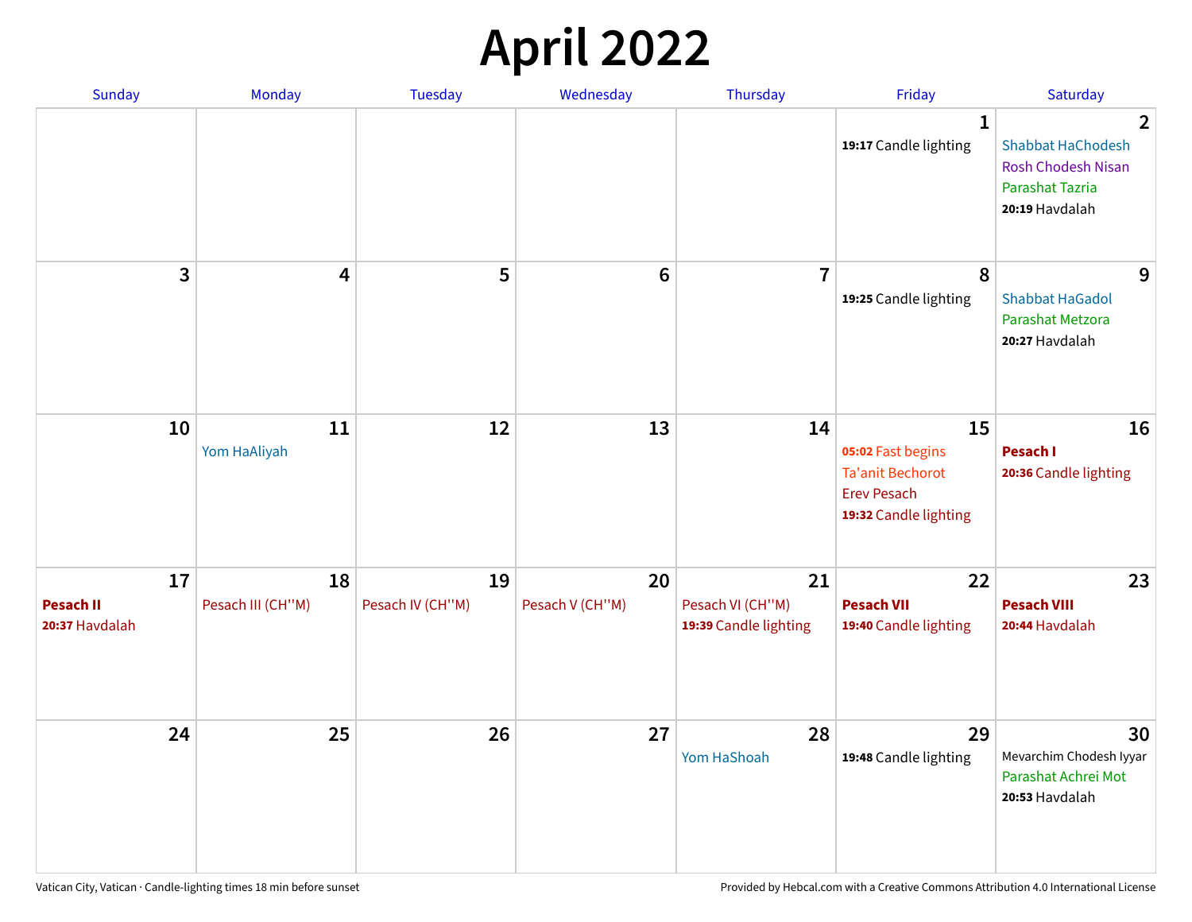# April 2022

| Sunday | Monday | Tuesday | Wednesday | Thursday | Friday | Saturday |
|---|---|---|---|---|---|---|
| | | | | | **1**<br>**19:17** Candle lighting | **2**<br>Shabbat HaChodesh<br>Rosh Chodesh Nisan<br>Parashat Tazria<br>**20:19** Havdalah |
| **3** | **4** | **5** | **6** | **7** | **8**<br>**19:25** Candle lighting | **9**<br>Shabbat HaGadol<br>Parashat Metzora<br>**20:27** Havdalah |
| **10** | **11**<br>Yom HaAliyah | **12** | **13** | **14** | **15**<br>**05:02** Fast begins<br>Ta'anit Bechorot<br>Erev Pesach<br>**19:32** Candle lighting | **16**<br>**Pesach I**<br>**20:36** Candle lighting |
| **17**<br>**Pesach II**<br>**20:37** Havdalah | **18**<br>Pesach III (CH''M) | **19**<br>Pesach IV (CH''M) | **20**<br>Pesach V (CH''M) | **21**<br>Pesach VI (CH''M)<br>**19:39** Candle lighting | **22**<br>**Pesach VII**<br>**19:40** Candle lighting | **23**<br>**Pesach VIII**<br>**20:44** Havdalah |
| **24** | **25** | **26** | **27** | **28**<br>Yom HaShoah | **29**<br>**19:48** Candle lighting | **30**<br>Mevarchim Chodesh Iyyar<br>Parashat Achrei Mot<br>**20:53** Havdalah |

Vatican City, Vatican · Candle-lighting times 18 min before sunset

Provided by Hebcal.com with a Creative Commons Attribution 4.0 International License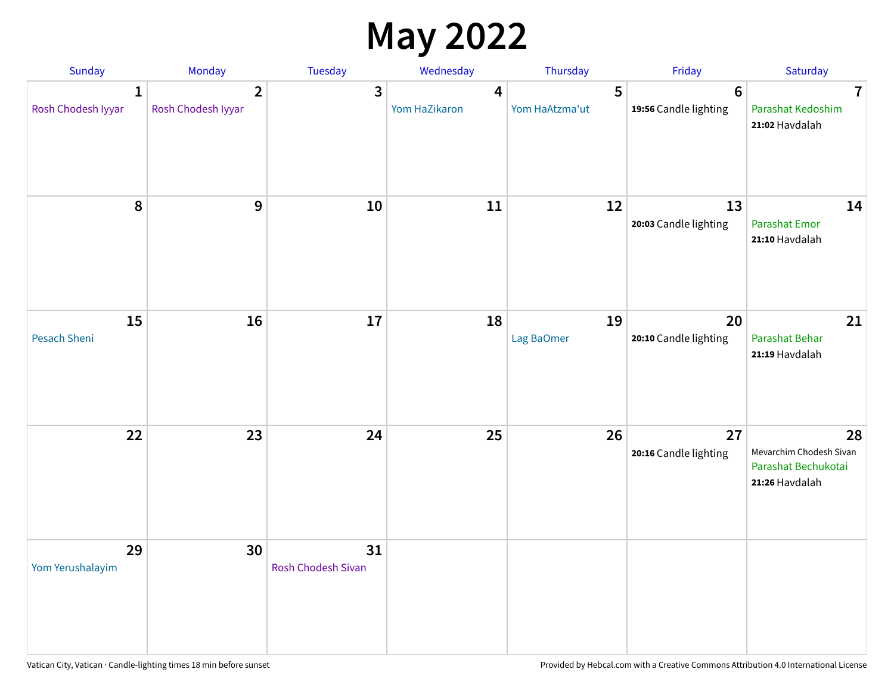# May 2022

| Sunday | Monday | Tuesday | Wednesday | Thursday | Friday | Saturday |
|---|---|---|---|---|---|---|
| **1** Rosh Chodesh Iyyar | **2** Rosh Chodesh Iyyar | **3** | **4** Yom HaZikaron | **5** Yom HaAtzma'ut | **6** **19:56** Candle lighting | **7** Parashat Kedoshim **21:02** Havdalah |
| **8** | **9** | **10** | **11** | **12** | **13** **20:03** Candle lighting | **14** Parashat Emor **21:10** Havdalah |
| **15** Pesach Sheni | **16** | **17** | **18** | **19** Lag BaOmer | **20** **20:10** Candle lighting | **21** Parashat Behar **21:19** Havdalah |
| **22** | **23** | **24** | **25** | **26** | **27** **20:16** Candle lighting | **28** Mevarchim Chodesh Sivan Parashat Bechukotai **21:26** Havdalah |
| **29** Yom Yerushalayim | **30** | **31** Rosh Chodesh Sivan | | | | |

Vatican City, Vatican · Candle-lighting times 18 min before sunset

Provided by Hebcal.com with a Creative Commons Attribution 4.0 International License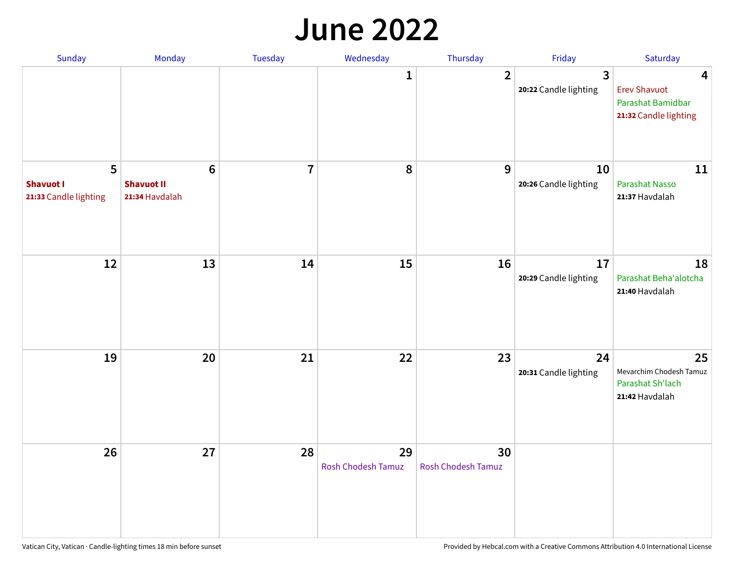# June 2022

| Sunday | Monday | Tuesday | Wednesday | Thursday | Friday | Saturday |
|---|---|---|---|---|---|---|
| | | | 1 | 2 | 3<br>**20:22** Candle lighting | 4<br>Erev Shavuot<br>Parashat Bamidbar<br>**21:32** Candle lighting |
| 5<br>**Shavuot I**<br>**21:33** Candle lighting | 6<br>**Shavuot II**<br>**21:34** Havdalah | 7 | 8 | 9 | 10<br>**20:26** Candle lighting | 11<br>Parashat Nasso<br>**21:37** Havdalah |
| 12 | 13 | 14 | 15 | 16 | 17<br>**20:29** Candle lighting | 18<br>Parashat Beha'alotcha<br>**21:40** Havdalah |
| 19 | 20 | 21 | 22 | 23 | 24<br>**20:31** Candle lighting | 25<br>Mevarchim Chodesh Tamuz<br>Parashat Sh'lach<br>**21:42** Havdalah |
| 26 | 27 | 28 | 29<br>Rosh Chodesh Tamuz | 30<br>Rosh Chodesh Tamuz | | |

Vatican City, Vatican · Candle-lighting times 18 min before sunset

Provided by Hebcal.com with a Creative Commons Attribution 4.0 International License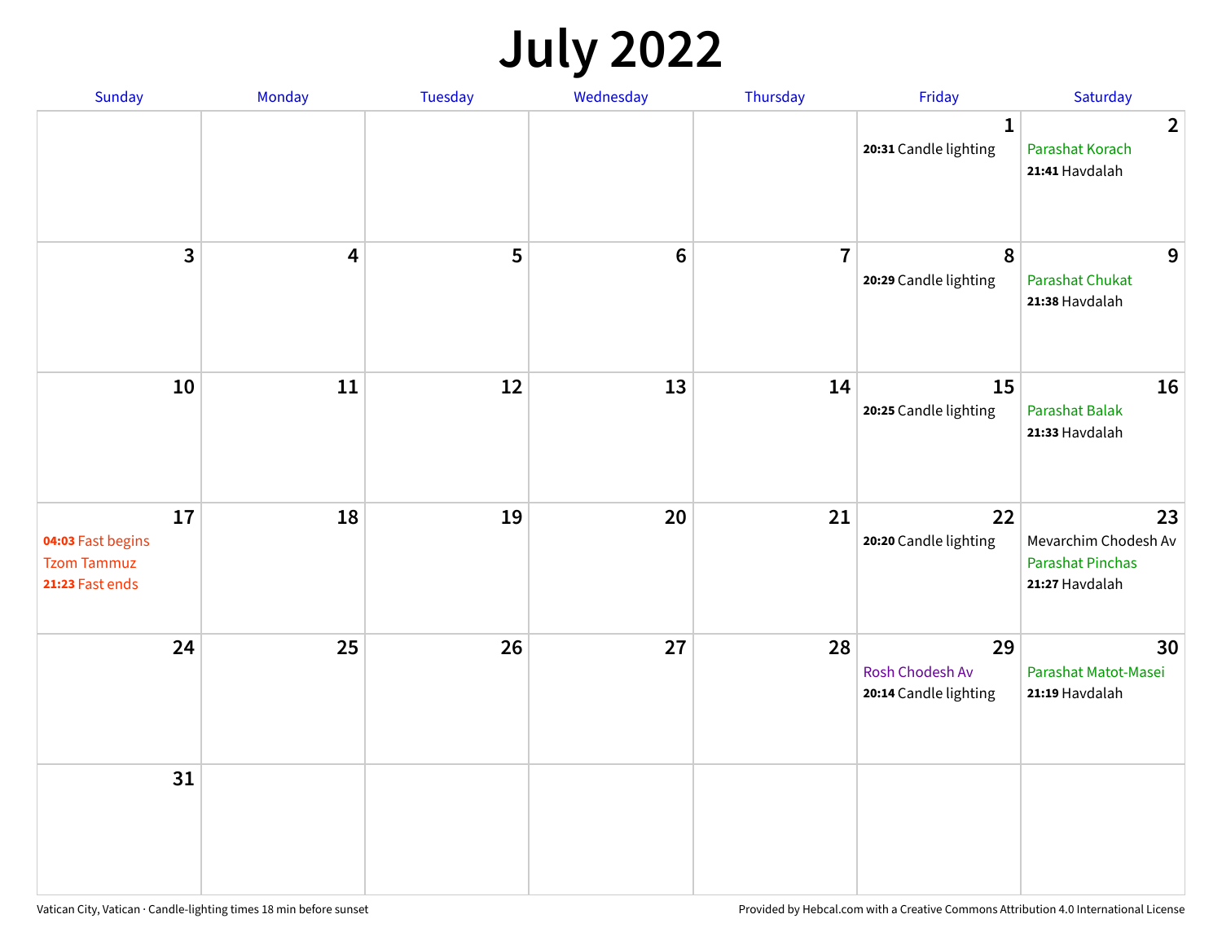# July 2022

| Sunday | Monday | Tuesday | Wednesday | Thursday | Friday | Saturday |
|---|---|---|---|---|---|---|
| | | | | | 1<br>**20:31** Candle lighting | 2<br>Parashat Korach<br>**21:41** Havdalah |
| 3 | 4 | 5 | 6 | 7 | 8<br>**20:29** Candle lighting | 9<br>Parashat Chukat<br>**21:38** Havdalah |
| 10 | 11 | 12 | 13 | 14 | 15<br>**20:25** Candle lighting | 16<br>Parashat Balak<br>**21:33** Havdalah |
| 17<br>**04:03** Fast begins<br>Tzom Tammuz<br>**21:23** Fast ends | 18 | 19 | 20 | 21 | 22<br>**20:20** Candle lighting | 23<br>Mevarchim Chodesh Av<br>Parashat Pinchas<br>**21:27** Havdalah |
| 24 | 25 | 26 | 27 | 28 | 29<br>Rosh Chodesh Av<br>**20:14** Candle lighting | 30<br>Parashat Matot-Masei<br>**21:19** Havdalah |
| 31 | | | | | | |

Vatican City, Vatican · Candle-lighting times 18 min before sunset

Provided by Hebcal.com with a Creative Commons Attribution 4.0 International License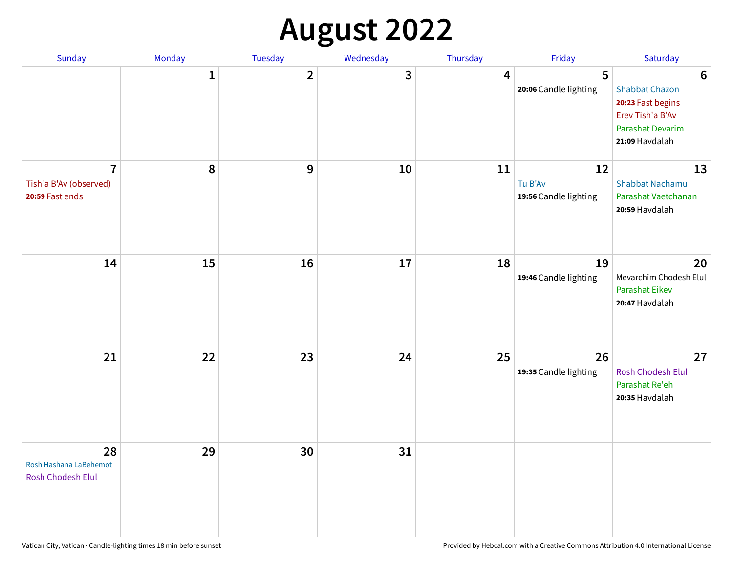# August 2022

| Sunday | Monday | Tuesday | Wednesday | Thursday | Friday | Saturday |
|---|---|---|---|---|---|---|
| | 1 | 2 | 3 | 4 | 5<br>**20:06** Candle lighting | 6<br>Shabbat Chazon<br>**20:23** Fast begins<br>Erev Tish'a B'Av<br>Parashat Devarim<br>**21:09** Havdalah |
| 7<br>Tish'a B'Av (observed)<br>**20:59** Fast ends | 8 | 9 | 10 | 11 | 12<br>Tu B'Av<br>**19:56** Candle lighting | 13<br>Shabbat Nachamu<br>Parashat Vaetchanan<br>**20:59** Havdalah |
| 14 | 15 | 16 | 17 | 18 | 19<br>**19:46** Candle lighting | 20<br>Mevarchim Chodesh Elul<br>Parashat Eikev<br>**20:47** Havdalah |
| 21 | 22 | 23 | 24 | 25 | 26<br>**19:35** Candle lighting | 27<br>Rosh Chodesh Elul<br>Parashat Re'eh<br>**20:35** Havdalah |
| 28<br>Rosh Hashana LaBehemot<br>Rosh Chodesh Elul | 29 | 30 | 31 | | | |

Vatican City, Vatican · Candle-lighting times 18 min before sunset

Provided by Hebcal.com with a Creative Commons Attribution 4.0 International License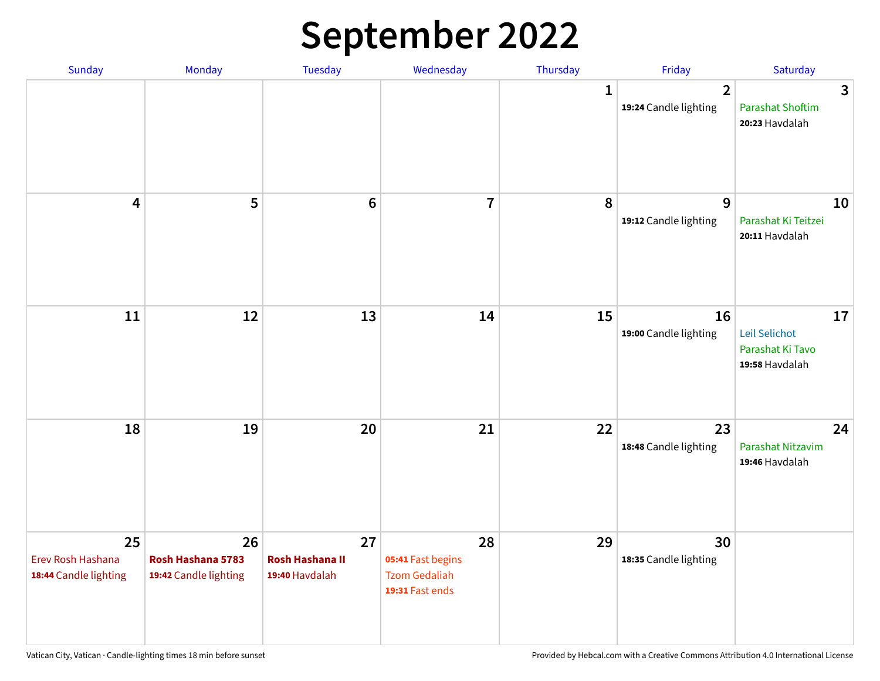# September 2022

| Sunday | Monday | Tuesday | Wednesday | Thursday | Friday | Saturday |
|---|---|---|---|---|---|---|
| | | | | 1 | 2<br>**19:24** Candle lighting | 3<br>Parashat Shoftim<br>**20:23** Havdalah |
| 4 | 5 | 6 | 7 | 8 | 9<br>**19:12** Candle lighting | 10<br>Parashat Ki Teitzei<br>**20:11** Havdalah |
| 11 | 12 | 13 | 14 | 15 | 16<br>**19:00** Candle lighting | 17<br>Leil Selichot<br>Parashat Ki Tavo<br>**19:58** Havdalah |
| 18 | 19 | 20 | 21 | 22 | 23<br>**18:48** Candle lighting | 24<br>Parashat Nitzavim<br>**19:46** Havdalah |
| 25<br>Erev Rosh Hashana<br>**18:44** Candle lighting | 26<br>**Rosh Hashana 5783**<br>**19:42** Candle lighting | 27<br>**Rosh Hashana II**<br>**19:40** Havdalah | 28<br>**05:41** Fast begins<br>Tzom Gedaliah<br>**19:31** Fast ends | 29 | 30<br>**18:35** Candle lighting | |

Vatican City, Vatican · Candle-lighting times 18 min before sunset

Provided by Hebcal.com with a Creative Commons Attribution 4.0 International License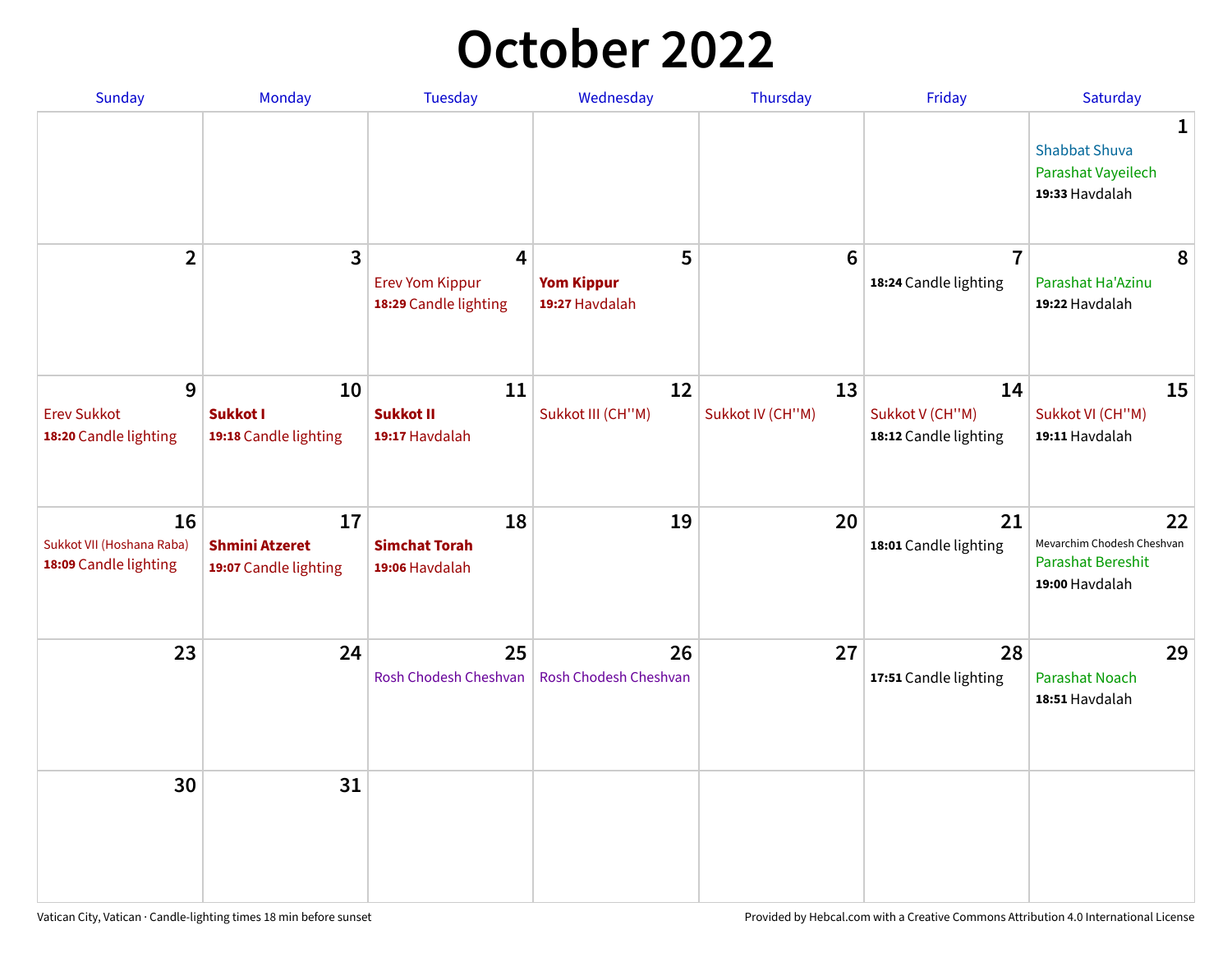# October 2022

| Sunday | Monday | Tuesday | Wednesday | Thursday | Friday | Saturday |
|---|---|---|---|---|---|---|
| | | | | | | 1 Shabbat Shuva Parashat Vayeilech **19:33** Havdalah |
| 2 | 3 | 4 Erev Yom Kippur **18:29** Candle lighting | 5 **Yom Kippur** **19:27** Havdalah | 6 | 7 **18:24** Candle lighting | 8 Parashat Ha'Azinu **19:22** Havdalah |
| 9 Erev Sukkot **18:20** Candle lighting | 10 **Sukkot I** **19:18** Candle lighting | 11 **Sukkot II** **19:17** Havdalah | 12 Sukkot III (CH''M) | 13 Sukkot IV (CH''M) | 14 Sukkot V (CH''M) **18:12** Candle lighting | 15 Sukkot VI (CH''M) **19:11** Havdalah |
| 16 Sukkot VII (Hoshana Raba) **18:09** Candle lighting | 17 **Shmini Atzeret** **19:07** Candle lighting | 18 **Simchat Torah** **19:06** Havdalah | 19 | 20 | 21 **18:01** Candle lighting | 22 Mevarchim Chodesh Cheshvan Parashat Bereshit **19:00** Havdalah |
| 23 | 24 | 25 Rosh Chodesh Cheshvan | 26 Rosh Chodesh Cheshvan | 27 | 28 **17:51** Candle lighting | 29 Parashat Noach **18:51** Havdalah |
| 30 | 31 | | | | | |

Vatican City, Vatican · Candle-lighting times 18 min before sunset

Provided by Hebcal.com with a Creative Commons Attribution 4.0 International License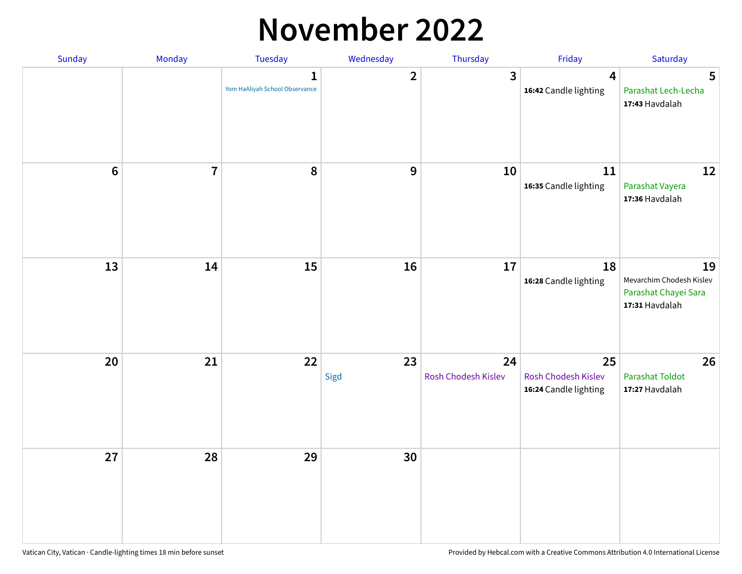# November 2022

| Sunday | Monday | Tuesday | Wednesday | Thursday | Friday | Saturday |
|---|---|---|---|---|---|---|
| | | 1 Yom HaAliyah School Observance | 2 | 3 | 4 **16:42** Candle lighting | 5 Parashat Lech-Lecha **17:43** Havdalah |
| 6 | 7 | 8 | 9 | 10 | 11 **16:35** Candle lighting | 12 Parashat Vayera **17:36** Havdalah |
| 13 | 14 | 15 | 16 | 17 | 18 **16:28** Candle lighting | 19 Mevarchim Chodesh Kislev Parashat Chayei Sara **17:31** Havdalah |
| 20 | 21 | 22 | 23 Sigd | 24 Rosh Chodesh Kislev | 25 Rosh Chodesh Kislev **16:24** Candle lighting | 26 Parashat Toldot **17:27** Havdalah |
| 27 | 28 | 29 | 30 | | | |

Vatican City, Vatican · Candle-lighting times 18 min before sunset

Provided by Hebcal.com with a Creative Commons Attribution 4.0 International License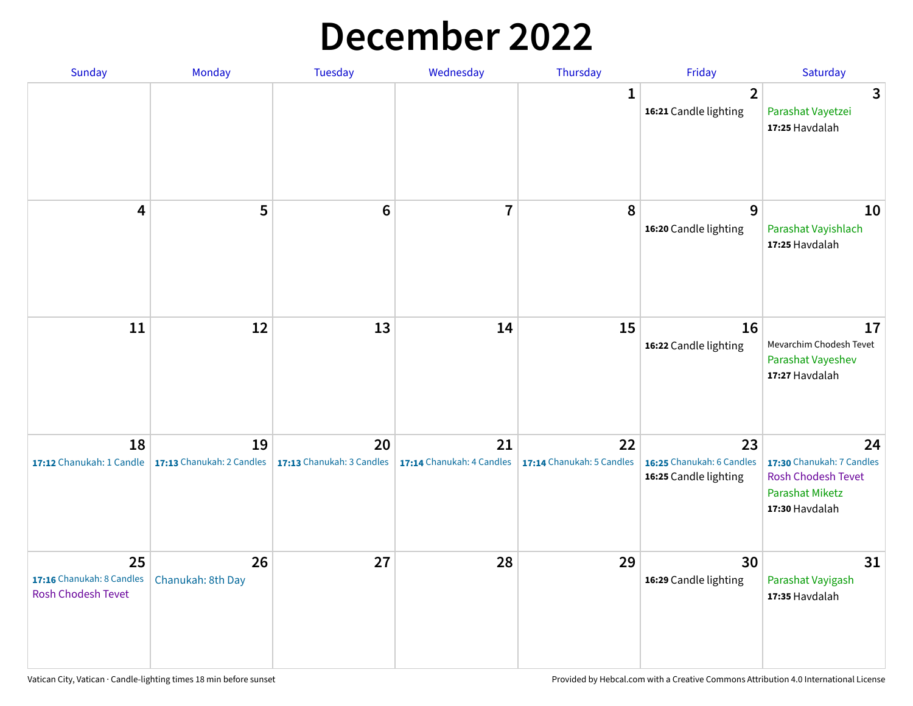# December 2022

| Sunday | Monday | Tuesday | Wednesday | Thursday | Friday | Saturday |
|---|---|---|---|---|---|---|
| | | | | 1 | 2<br>**16:21** Candle lighting | 3<br>Parashat Vayetzei<br>**17:25** Havdalah |
| 4 | 5 | 6 | 7 | 8 | 9<br>**16:20** Candle lighting | 10<br>Parashat Vayishlach<br>**17:25** Havdalah |
| 11 | 12 | 13 | 14 | 15 | 16<br>**16:22** Candle lighting | 17<br>Mevarchim Chodesh Tevet<br>Parashat Vayeshev<br>**17:27** Havdalah |
| 18<br>**17:12** Chanukah: 1 Candle | 19<br>**17:13** Chanukah: 2 Candles | 20<br>**17:13** Chanukah: 3 Candles | 21<br>**17:14** Chanukah: 4 Candles | 22<br>**17:14** Chanukah: 5 Candles | 23<br>**16:25** Chanukah: 6 Candles<br>**16:25** Candle lighting | 24<br>**17:30** Chanukah: 7 Candles<br>Rosh Chodesh Tevet<br>Parashat Miketz<br>**17:30** Havdalah |
| 25<br>**17:16** Chanukah: 8 Candles<br>Rosh Chodesh Tevet | 26<br>Chanukah: 8th Day | 27 | 28 | 29 | 30<br>**16:29** Candle lighting | 31<br>Parashat Vayigash<br>**17:35** Havdalah |

Vatican City, Vatican · Candle-lighting times 18 min before sunset

Provided by Hebcal.com with a Creative Commons Attribution 4.0 International License